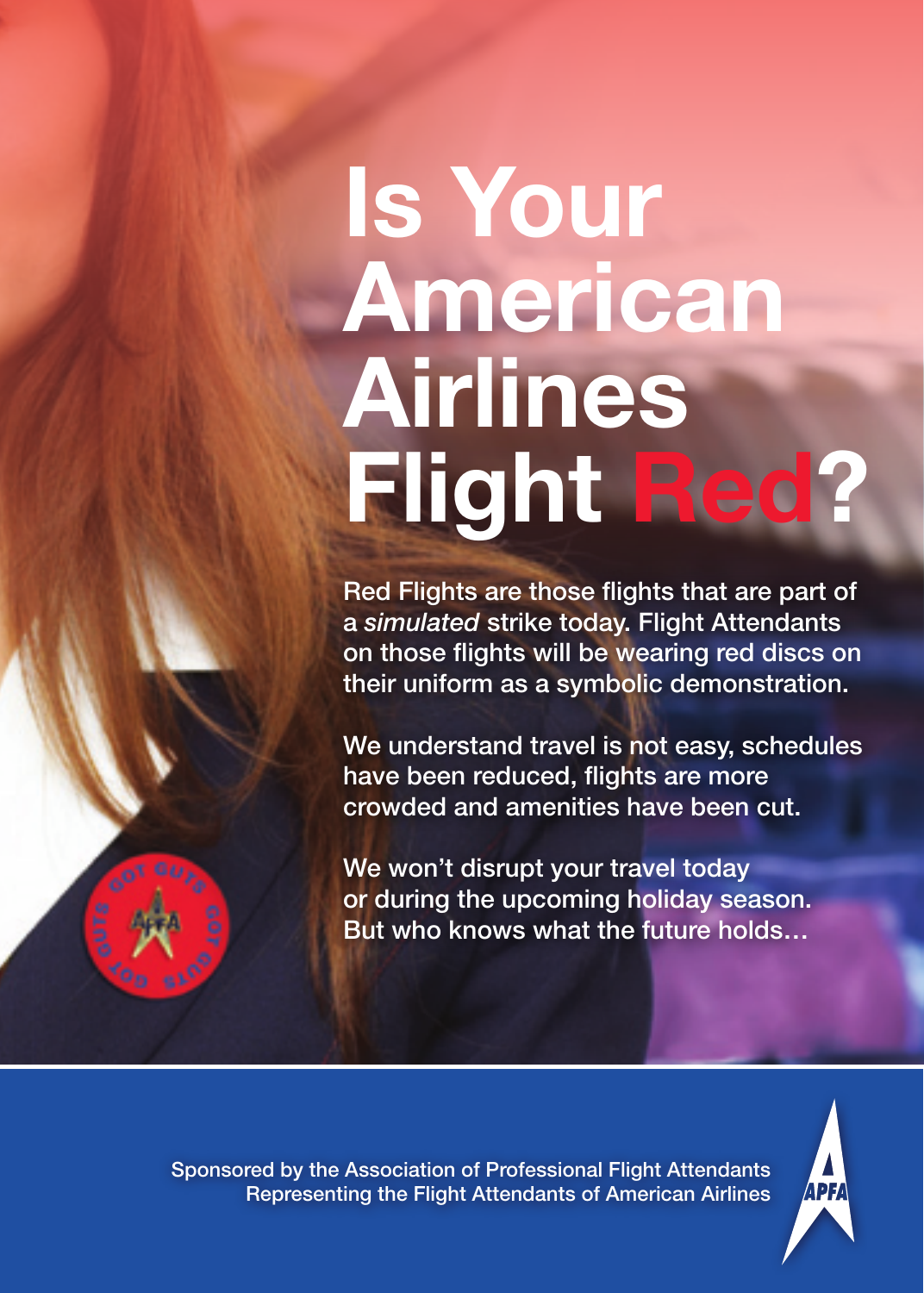# Is Your American Airlines Flight Red?

Red Flights are those flights that are part of a *simulated* strike today. Flight Attendants on those flights will be wearing red discs on their uniform as a symbolic demonstration.

We understand travel is not easy, schedules have been reduced, flights are more crowded and amenities have been cut.

We won't disrupt your travel today or during the upcoming holiday season. But who knows what the future holds…

Sponsored by the Association of Professional Flight Attendants
Representing the Flight Attendants of American Airlines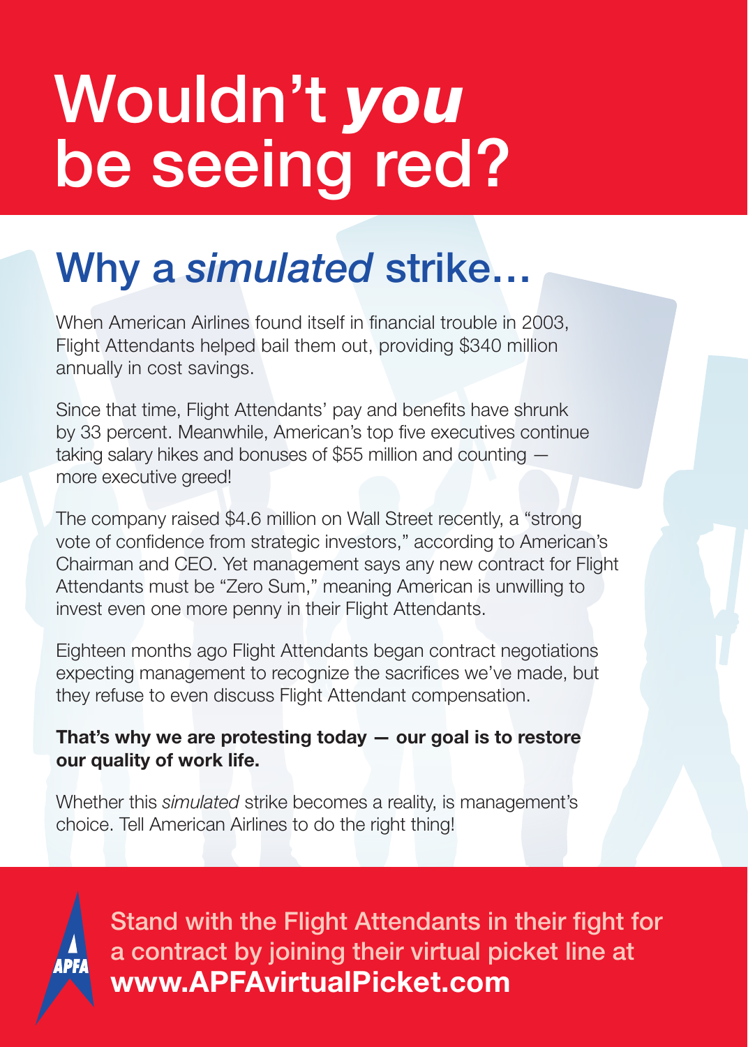# Wouldn't *you* be seeing red?

## Why a *simulated* strike…

When American Airlines found itself in financial trouble in 2003, Flight Attendants helped bail them out, providing $340 million annually in cost savings.

Since that time, Flight Attendants' pay and benefits have shrunk by 33 percent. Meanwhile, American's top five executives continue taking salary hikes and bonuses of $55 million and counting — more executive greed!

The company raised $4.6 million on Wall Street recently, a "strong vote of confidence from strategic investors," according to American's Chairman and CEO. Yet management says any new contract for Flight Attendants must be "Zero Sum," meaning American is unwilling to invest even one more penny in their Flight Attendants.

Eighteen months ago Flight Attendants began contract negotiations expecting management to recognize the sacrifices we've made, but they refuse to even discuss Flight Attendant compensation.

**That's why we are protesting today — our goal is to restore our quality of work life.**

Whether this *simulated* strike becomes a reality, is management's choice. Tell American Airlines to do the right thing!

APFA

Stand with the Flight Attendants in their fight for a contract by joining their virtual picket line at **www.APFAvirtualPicket.com**